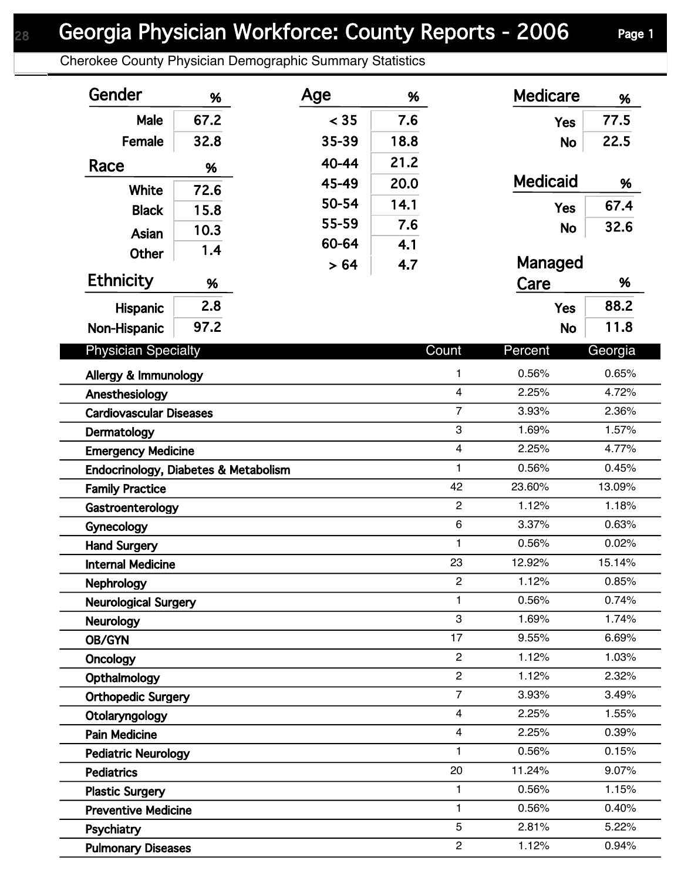# Georgia Physician Workforce: County Reports - 2006

Cherokee County Physician Demographic Summary Statistics

| Gender | % |
|---|---|
| Male | 67.2 |
| Female | 32.8 |

| Race | % |
|---|---|
| White | 72.6 |
| Black | 15.8 |
| Asian | 10.3 |
| Other | 1.4 |

| Ethnicity | % |
|---|---|
| Hispanic | 2.8 |
| Non-Hispanic | 97.2 |

| Age | % |
|---|---|
| < 35 | 7.6 |
| 35-39 | 18.8 |
| 40-44 | 21.2 |
| 45-49 | 20.0 |
| 50-54 | 14.1 |
| 55-59 | 7.6 |
| 60-64 | 4.1 |
| > 64 | 4.7 |

| Medicare | % |
|---|---|
| Yes | 77.5 |
| No | 22.5 |

| Medicaid | % |
|---|---|
| Yes | 67.4 |
| No | 32.6 |

| Managed Care | % |
|---|---|
| Yes | 88.2 |
| No | 11.8 |

| Physician Specialty | Count | Percent | Georgia |
|---|---|---|---|
| Allergy & Immunology | 1 | 0.56% | 0.65% |
| Anesthesiology | 4 | 2.25% | 4.72% |
| Cardiovascular Diseases | 7 | 3.93% | 2.36% |
| Dermatology | 3 | 1.69% | 1.57% |
| Emergency Medicine | 4 | 2.25% | 4.77% |
| Endocrinology, Diabetes & Metabolism | 1 | 0.56% | 0.45% |
| Family Practice | 42 | 23.60% | 13.09% |
| Gastroenterology | 2 | 1.12% | 1.18% |
| Gynecology | 6 | 3.37% | 0.63% |
| Hand Surgery | 1 | 0.56% | 0.02% |
| Internal Medicine | 23 | 12.92% | 15.14% |
| Nephrology | 2 | 1.12% | 0.85% |
| Neurological Surgery | 1 | 0.56% | 0.74% |
| Neurology | 3 | 1.69% | 1.74% |
| OB/GYN | 17 | 9.55% | 6.69% |
| Oncology | 2 | 1.12% | 1.03% |
| Opthalmology | 2 | 1.12% | 2.32% |
| Orthopedic Surgery | 7 | 3.93% | 3.49% |
| Otolaryngology | 4 | 2.25% | 1.55% |
| Pain Medicine | 4 | 2.25% | 0.39% |
| Pediatric Neurology | 1 | 0.56% | 0.15% |
| Pediatrics | 20 | 11.24% | 9.07% |
| Plastic Surgery | 1 | 0.56% | 1.15% |
| Preventive Medicine | 1 | 0.56% | 0.40% |
| Psychiatry | 5 | 2.81% | 5.22% |
| Pulmonary Diseases | 2 | 1.12% | 0.94% |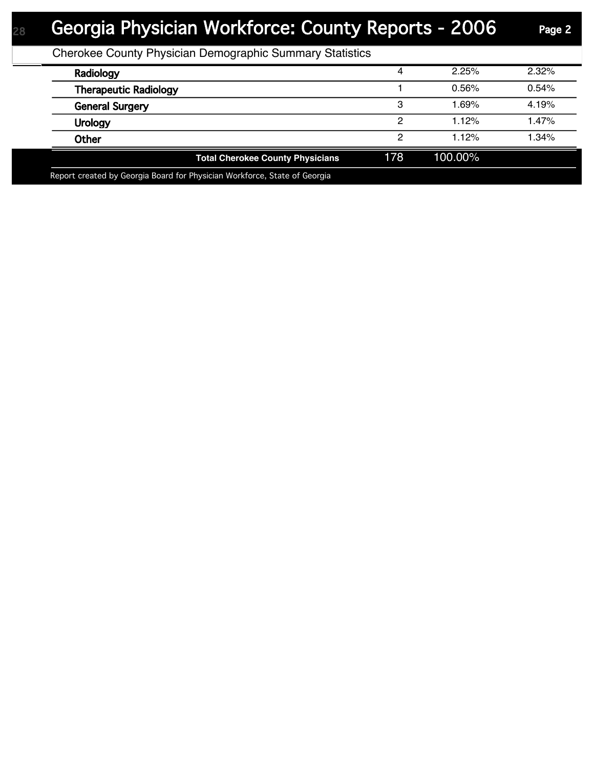# Georgia Physician Workforce: County Reports - 2006

Cherokee County Physician Demographic Summary Statistics

| | | | |
|---|---|---|---|
| Radiology | 4 | 2.25% | 2.32% |
| Therapeutic Radiology | 1 | 0.56% | 0.54% |
| General Surgery | 3 | 1.69% | 4.19% |
| Urology | 2 | 1.12% | 1.47% |
| Other | 2 | 1.12% | 1.34% |
| **Total Cherokee County Physicians** | 178 | 100.00% | |

Report created by Georgia Board for Physician Workforce, State of Georgia